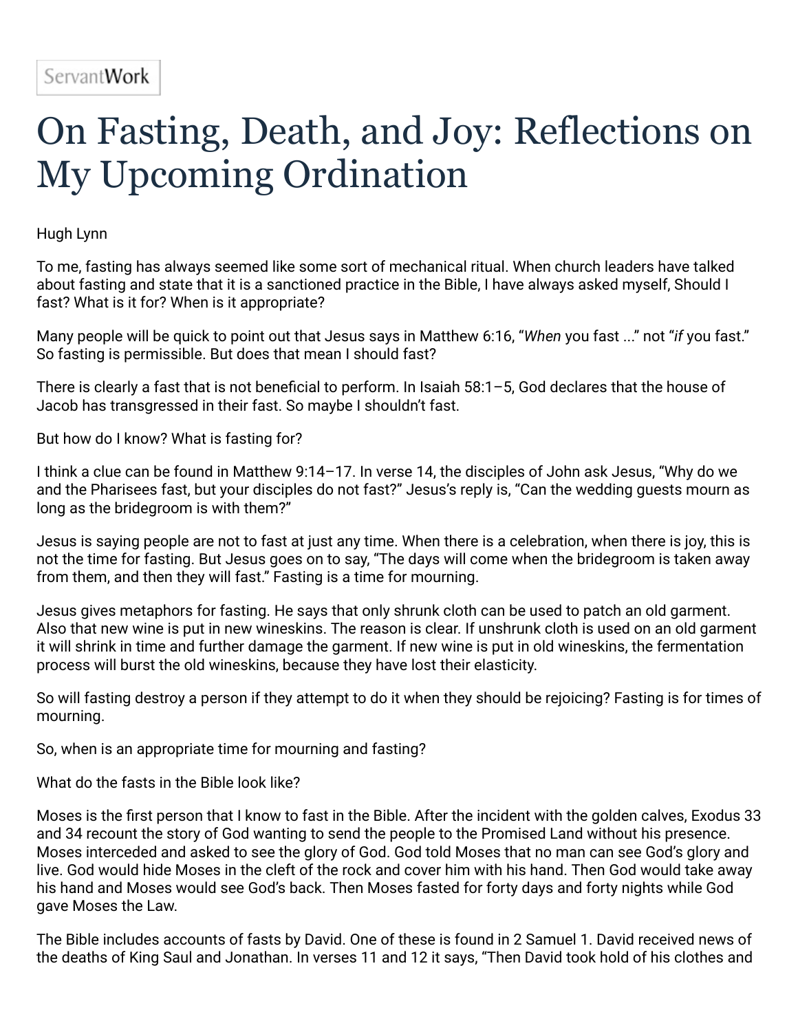ServantWork

# On Fasting, Death, and Joy: Reflections on My Upcoming Ordination

Hugh Lynn

To me, fasting has always seemed like some sort of mechanical ritual. When church leaders have talked about fasting and state that it is a sanctioned practice in the Bible, I have always asked myself, Should I fast? What is it for? When is it appropriate?

Many people will be quick to point out that Jesus says in Matthew 6:16, "*When* you fast ..." not "*if* you fast." So fasting is permissible. But does that mean I should fast?

There is clearly a fast that is not beneficial to perform. In Isaiah 58:1–5, God declares that the house of Jacob has transgressed in their fast. So maybe I shouldn't fast.

But how do I know? What is fasting for?

I think a clue can be found in Matthew 9:14–17. In verse 14, the disciples of John ask Jesus, "Why do we and the Pharisees fast, but your disciples do not fast?" Jesus's reply is, "Can the wedding guests mourn as long as the bridegroom is with them?"

Jesus is saying people are not to fast at just any time. When there is a celebration, when there is joy, this is not the time for fasting. But Jesus goes on to say, "The days will come when the bridegroom is taken away from them, and then they will fast." Fasting is a time for mourning.

Jesus gives metaphors for fasting. He says that only shrunk cloth can be used to patch an old garment. Also that new wine is put in new wineskins. The reason is clear. If unshrunk cloth is used on an old garment it will shrink in time and further damage the garment. If new wine is put in old wineskins, the fermentation process will burst the old wineskins, because they have lost their elasticity.

So will fasting destroy a person if they attempt to do it when they should be rejoicing? Fasting is for times of mourning.

So, when is an appropriate time for mourning and fasting?

What do the fasts in the Bible look like?

Moses is the first person that I know to fast in the Bible. After the incident with the golden calves, Exodus 33 and 34 recount the story of God wanting to send the people to the Promised Land without his presence. Moses interceded and asked to see the glory of God. God told Moses that no man can see God's glory and live. God would hide Moses in the cleft of the rock and cover him with his hand. Then God would take away his hand and Moses would see God's back. Then Moses fasted for forty days and forty nights while God gave Moses the Law.

The Bible includes accounts of fasts by David. One of these is found in 2 Samuel 1. David received news of the deaths of King Saul and Jonathan. In verses 11 and 12 it says, "Then David took hold of his clothes and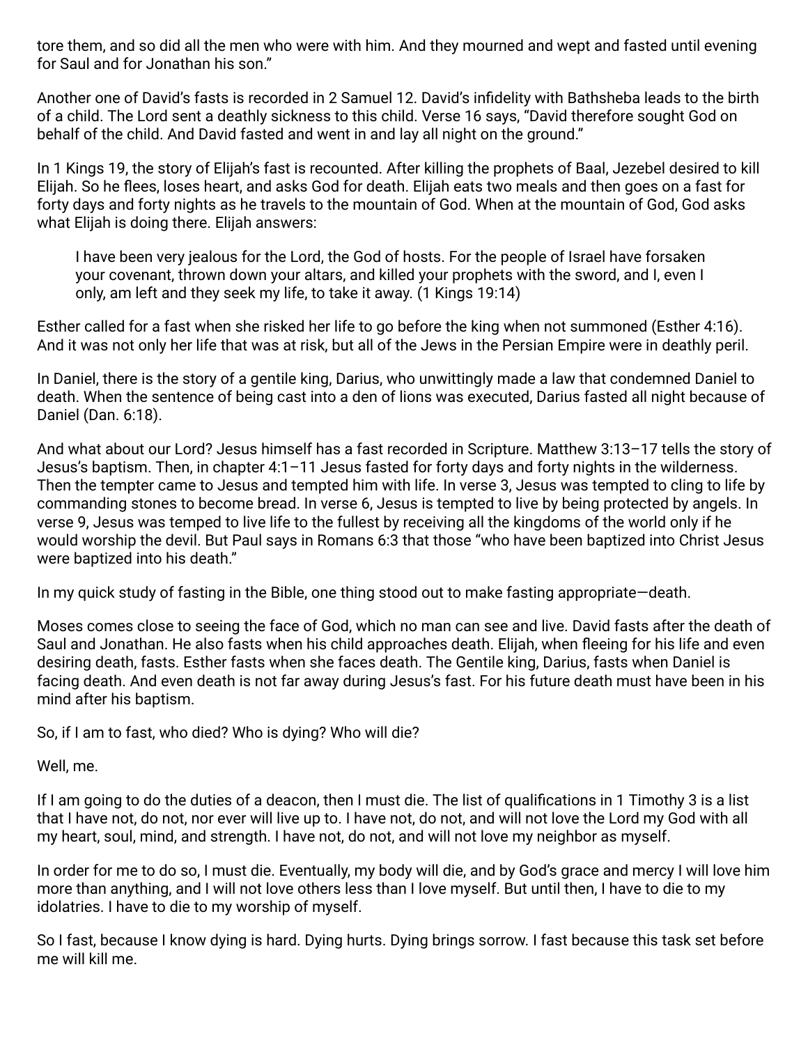tore them, and so did all the men who were with him. And they mourned and wept and fasted until evening for Saul and for Jonathan his son."

Another one of David's fasts is recorded in 2 Samuel 12. David's infidelity with Bathsheba leads to the birth of a child. The Lord sent a deathly sickness to this child. Verse 16 says, "David therefore sought God on behalf of the child. And David fasted and went in and lay all night on the ground."

In 1 Kings 19, the story of Elijah's fast is recounted. After killing the prophets of Baal, Jezebel desired to kill Elijah. So he flees, loses heart, and asks God for death. Elijah eats two meals and then goes on a fast for forty days and forty nights as he travels to the mountain of God. When at the mountain of God, God asks what Elijah is doing there. Elijah answers:

> I have been very jealous for the Lord, the God of hosts. For the people of Israel have forsaken your covenant, thrown down your altars, and killed your prophets with the sword, and I, even I only, am left and they seek my life, to take it away. (1 Kings 19:14)

Esther called for a fast when she risked her life to go before the king when not summoned (Esther 4:16). And it was not only her life that was at risk, but all of the Jews in the Persian Empire were in deathly peril.

In Daniel, there is the story of a gentile king, Darius, who unwittingly made a law that condemned Daniel to death. When the sentence of being cast into a den of lions was executed, Darius fasted all night because of Daniel (Dan. 6:18).

And what about our Lord? Jesus himself has a fast recorded in Scripture. Matthew 3:13–17 tells the story of Jesus's baptism. Then, in chapter 4:1–11 Jesus fasted for forty days and forty nights in the wilderness. Then the tempter came to Jesus and tempted him with life. In verse 3, Jesus was tempted to cling to life by commanding stones to become bread. In verse 6, Jesus is tempted to live by being protected by angels. In verse 9, Jesus was temped to live life to the fullest by receiving all the kingdoms of the world only if he would worship the devil. But Paul says in Romans 6:3 that those "who have been baptized into Christ Jesus were baptized into his death."

In my quick study of fasting in the Bible, one thing stood out to make fasting appropriate—death.

Moses comes close to seeing the face of God, which no man can see and live. David fasts after the death of Saul and Jonathan. He also fasts when his child approaches death. Elijah, when fleeing for his life and even desiring death, fasts. Esther fasts when she faces death. The Gentile king, Darius, fasts when Daniel is facing death. And even death is not far away during Jesus's fast. For his future death must have been in his mind after his baptism.

So, if I am to fast, who died? Who is dying? Who will die?

Well, me.

If I am going to do the duties of a deacon, then I must die. The list of qualifications in 1 Timothy 3 is a list that I have not, do not, nor ever will live up to. I have not, do not, and will not love the Lord my God with all my heart, soul, mind, and strength. I have not, do not, and will not love my neighbor as myself.

In order for me to do so, I must die. Eventually, my body will die, and by God's grace and mercy I will love him more than anything, and I will not love others less than I love myself. But until then, I have to die to my idolatries. I have to die to my worship of myself.

So I fast, because I know dying is hard. Dying hurts. Dying brings sorrow. I fast because this task set before me will kill me.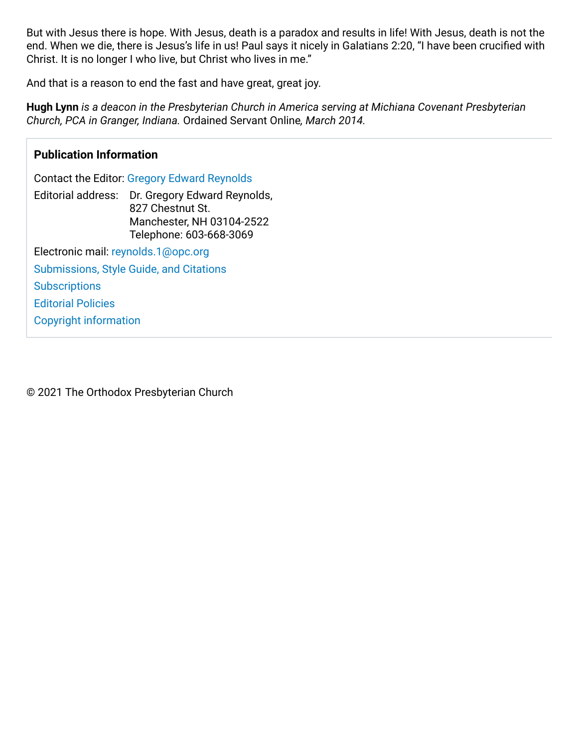But with Jesus there is hope. With Jesus, death is a paradox and results in life! With Jesus, death is not the end. When we die, there is Jesus's life in us! Paul says it nicely in Galatians 2:20, "I have been crucified with Christ. It is no longer I who live, but Christ who lives in me."

And that is a reason to end the fast and have great, great joy.

**Hugh Lynn** *is a deacon in the Presbyterian Church in America serving at Michiana Covenant Presbyterian Church, PCA in Granger, Indiana.* Ordained Servant Online*, March 2014.*

### Publication Information

Contact the Editor: Gregory Edward Reynolds

Editorial address: Dr. Gregory Edward Reynolds,
827 Chestnut St.
Manchester, NH 03104-2522
Telephone: 603-668-3069

Electronic mail: reynolds.1@opc.org

Submissions, Style Guide, and Citations

Subscriptions

Editorial Policies

Copyright information

© 2021 The Orthodox Presbyterian Church